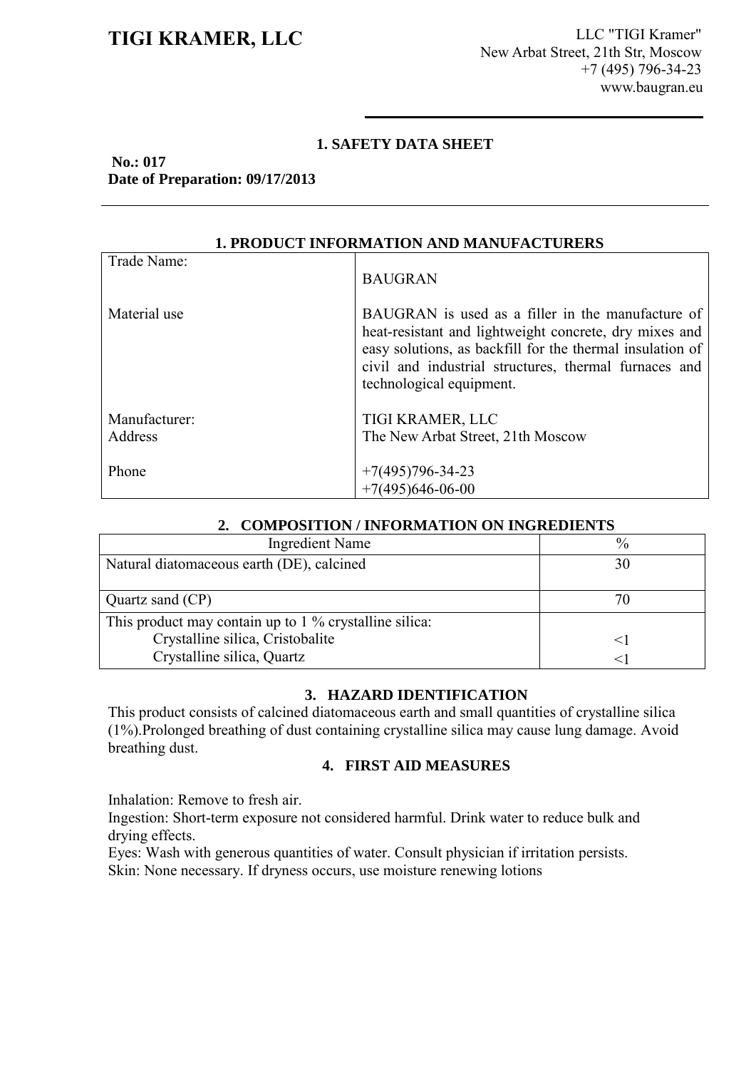# TIGI KRAMER, LLC

LLC "TIGI Kramer"
New Arbat Street, 21th Str, Moscow
+7 (495) 796-34-23
www.baugran.eu

## 1. SAFETY DATA SHEET

**No.: 017**
**Date of Preparation: 09/17/2013**

### 1. PRODUCT INFORMATION AND MANUFACTURERS

| | |
|---|---|
| Trade Name: | BAUGRAN |
| Material use | BAUGRAN is used as a filler in the manufacture of heat-resistant and lightweight concrete, dry mixes and easy solutions, as backfill for the thermal insulation of civil and industrial structures, thermal furnaces and technological equipment. |
| Manufacturer:<br>Address | TIGI KRAMER, LLC<br>The New Arbat Street, 21th Moscow |
| Phone | +7(495)796-34-23<br>+7(495)646-06-00 |

### 2. COMPOSITION / INFORMATION ON INGREDIENTS

| Ingredient Name | % |
|---|---|
| Natural diatomaceous earth (DE), calcined | 30 |
| Quartz sand (CP) | 70 |
| This product may contain up to 1 % crystalline silica:<br>Crystalline silica, Cristobalite<br>Crystalline silica, Quartz | <br><1<br><1 |

### 3. HAZARD IDENTIFICATION

This product consists of calcined diatomaceous earth and small quantities of crystalline silica (1%).Prolonged breathing of dust containing crystalline silica may cause lung damage. Avoid breathing dust.

### 4. FIRST AID MEASURES

Inhalation: Remove to fresh air.
Ingestion: Short-term exposure not considered harmful. Drink water to reduce bulk and drying effects.
Eyes: Wash with generous quantities of water. Consult physician if irritation persists.
Skin: None necessary. If dryness occurs, use moisture renewing lotions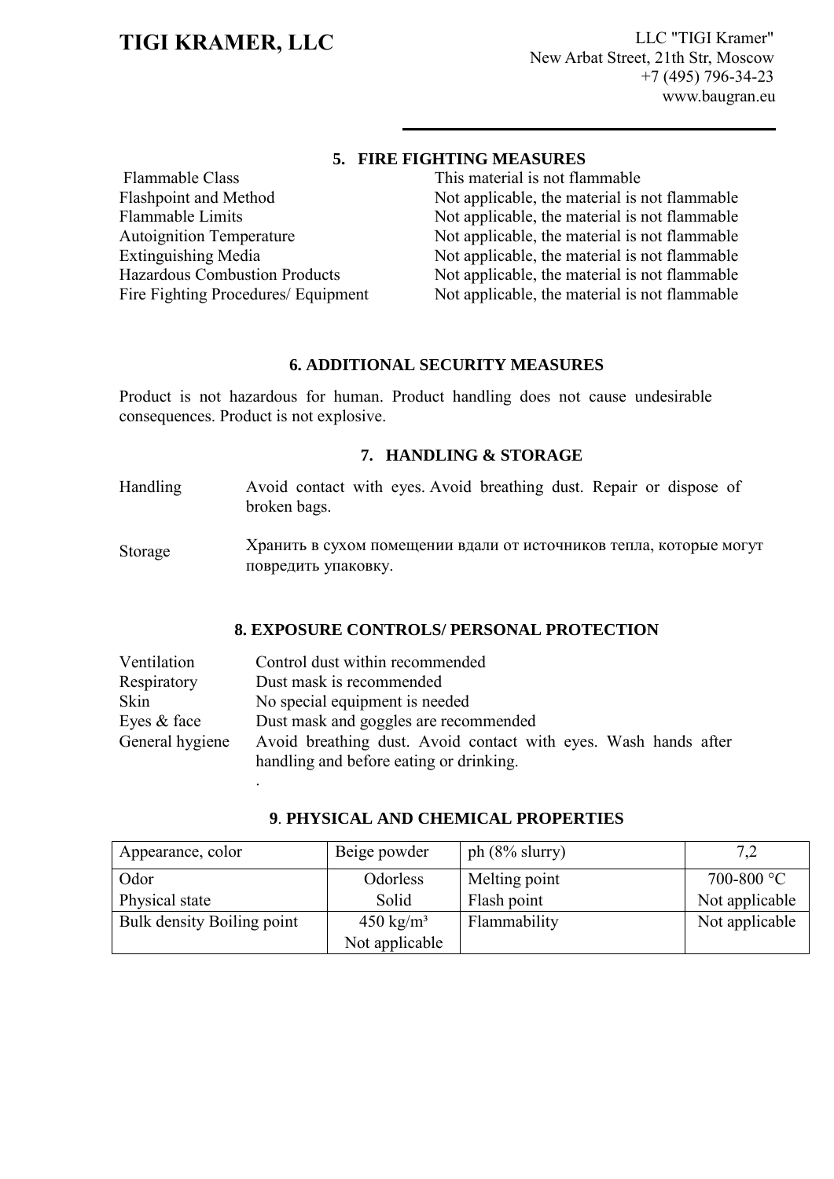## 5. FIRE FIGHTING MEASURES

| | |
|---|---|
| Flammable Class | This material is not flammable |
| Flashpoint and Method | Not applicable, the material is not flammable |
| Flammable Limits | Not applicable, the material is not flammable |
| Autoignition Temperature | Not applicable, the material is not flammable |
| Extinguishing Media | Not applicable, the material is not flammable |
| Hazardous Combustion Products | Not applicable, the material is not flammable |
| Fire Fighting Procedures/ Equipment | Not applicable, the material is not flammable |

## 6. ADDITIONAL SECURITY MEASURES

Product is not hazardous for human. Product handling does not cause undesirable consequences. Product is not explosive.

## 7. HANDLING & STORAGE

| | |
|---|---|
| Handling | Avoid contact with eyes. Avoid breathing dust. Repair or dispose of broken bags. |
| Storage | Хранить в сухом помещении вдали от источников тепла, которые могут повредить упаковку. |

## 8. EXPOSURE CONTROLS/ PERSONAL PROTECTION

| | |
|---|---|
| Ventilation | Control dust within recommended |
| Respiratory | Dust mask is recommended |
| Skin | No special equipment is needed |
| Eyes & face | Dust mask and goggles are recommended |
| General hygiene | Avoid breathing dust. Avoid contact with eyes. Wash hands after handling and before eating or drinking. |

## 9. PHYSICAL AND CHEMICAL PROPERTIES

| Appearance, color | Beige powder | ph (8% slurry) | 7,2 |
|---|---|---|---|
| Odor<br>Physical state | Odorless<br>Solid | Melting point<br>Flash point | 700-800 °C<br>Not applicable |
| Bulk density Boiling point | 450 kg/m³<br>Not applicable | Flammability | Not applicable |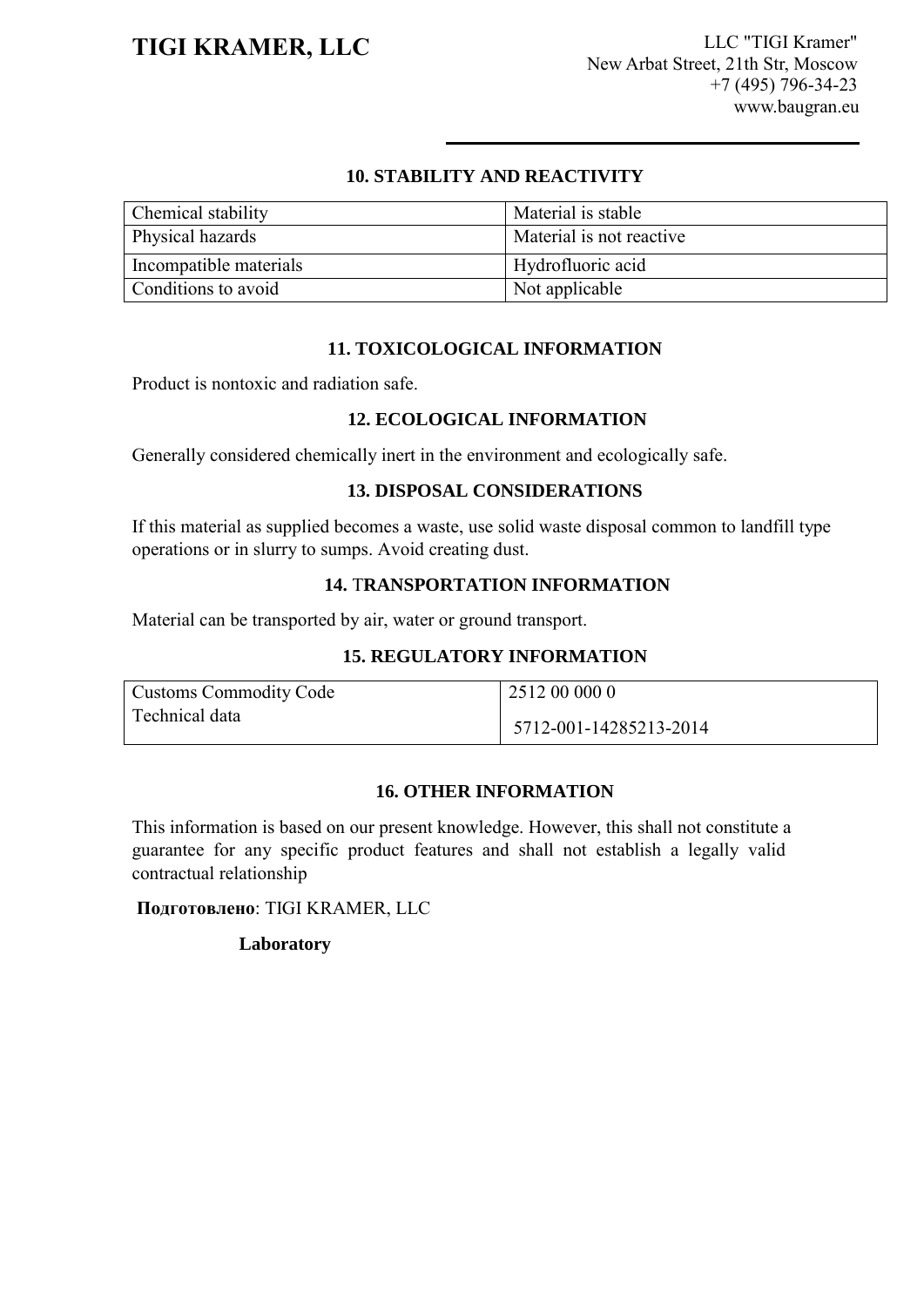## 10. STABILITY AND REACTIVITY

| | |
|---|---|
| Chemical stability | Material is stable |
| Physical hazards | Material is not reactive |
| Incompatible materials | Hydrofluoric acid |
| Conditions to avoid | Not applicable |

## 11. TOXICOLOGICAL INFORMATION

Product is nontoxic and radiation safe.

## 12. ECOLOGICAL INFORMATION

Generally considered chemically inert in the environment and ecologically safe.

## 13. DISPOSAL CONSIDERATIONS

If this material as supplied becomes a waste, use solid waste disposal common to landfill type operations or in slurry to sumps. Avoid creating dust.

## 14. TRANSPORTATION INFORMATION

Material can be transported by air, water or ground transport.

## 15. REGULATORY INFORMATION

| | |
|---|---|
| Customs Commodity Code | 2512 00 000 0 |
| Technical data | 5712-001-14285213-2014 |

## 16. OTHER INFORMATION

This information is based on our present knowledge. However, this shall not constitute a guarantee for any specific product features and shall not establish a legally valid contractual relationship

**Подготовлено**: TIGI KRAMER, LLC

**Laboratory**